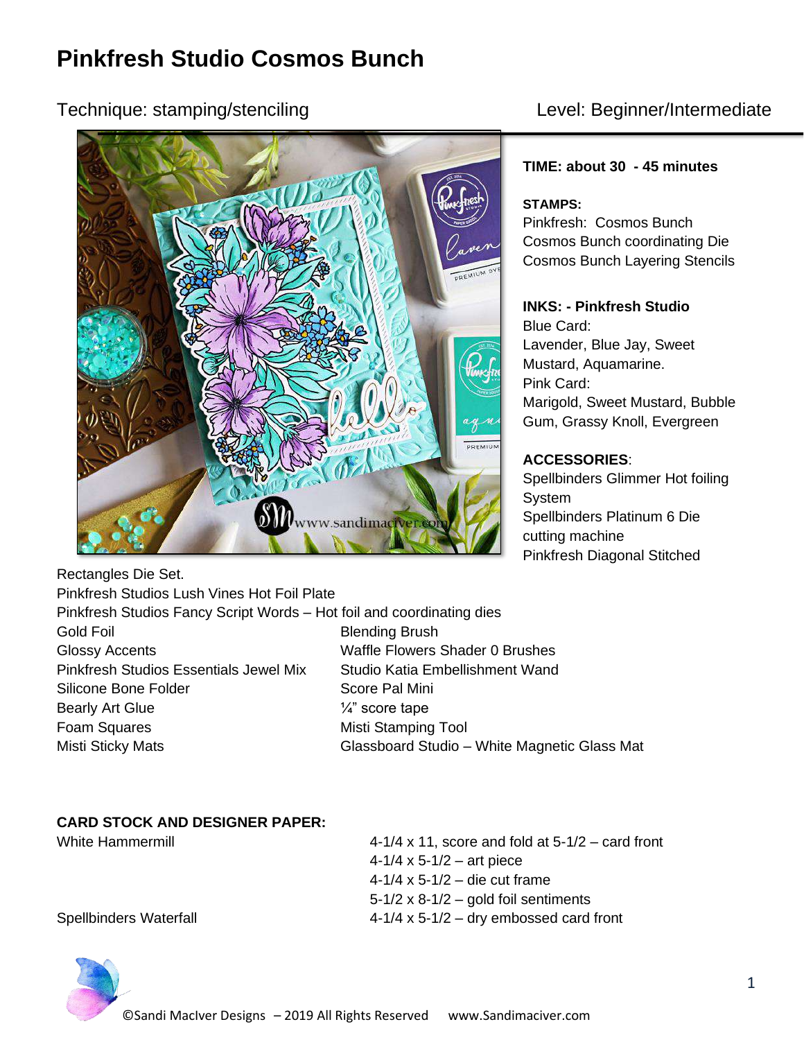# Pinkfresh Studio Cosmos Bunch

Technique: stamping/stenciling

Level: Beginner/Intermediate

**TIME: about 30 - 45 minutes**

**STAMPS:**
Pinkfresh: Cosmos Bunch
Cosmos Bunch coordinating Die
Cosmos Bunch Layering Stencils

**INKS: - Pinkfresh Studio**
Blue Card:
Lavender, Blue Jay, Sweet Mustard, Aquamarine.
Pink Card:
Marigold, Sweet Mustard, Bubble Gum, Grassy Knoll, Evergreen

**ACCESSORIES**:
Spellbinders Glimmer Hot foiling System
Spellbinders Platinum 6 Die cutting machine
Pinkfresh Diagonal Stitched Rectangles Die Set.
Pinkfresh Studios Lush Vines Hot Foil Plate
Pinkfresh Studios Fancy Script Words – Hot foil and coordinating dies

Gold Foil
Glossy Accents
Pinkfresh Studios Essentials Jewel Mix
Silicone Bone Folder
Bearly Art Glue
Foam Squares
Misti Sticky Mats
Blending Brush
Waffle Flowers Shader 0 Brushes
Studio Katia Embellishment Wand
Score Pal Mini
¼" score tape
Misti Stamping Tool
Glassboard Studio – White Magnetic Glass Mat

**CARD STOCK AND DESIGNER PAPER:**

White Hammermill
- 4-1/4 x 11, score and fold at 5-1/2 – card front
- 4-1/4 x 5-1/2 – art piece
- 4-1/4 x 5-1/2 – die cut frame
- 5-1/2 x 8-1/2 – gold foil sentiments

Spellbinders Waterfall
- 4-1/4 x 5-1/2 – dry embossed card front

©Sandi MacIver Designs – 2019 All Rights Reserved www.Sandimaciver.com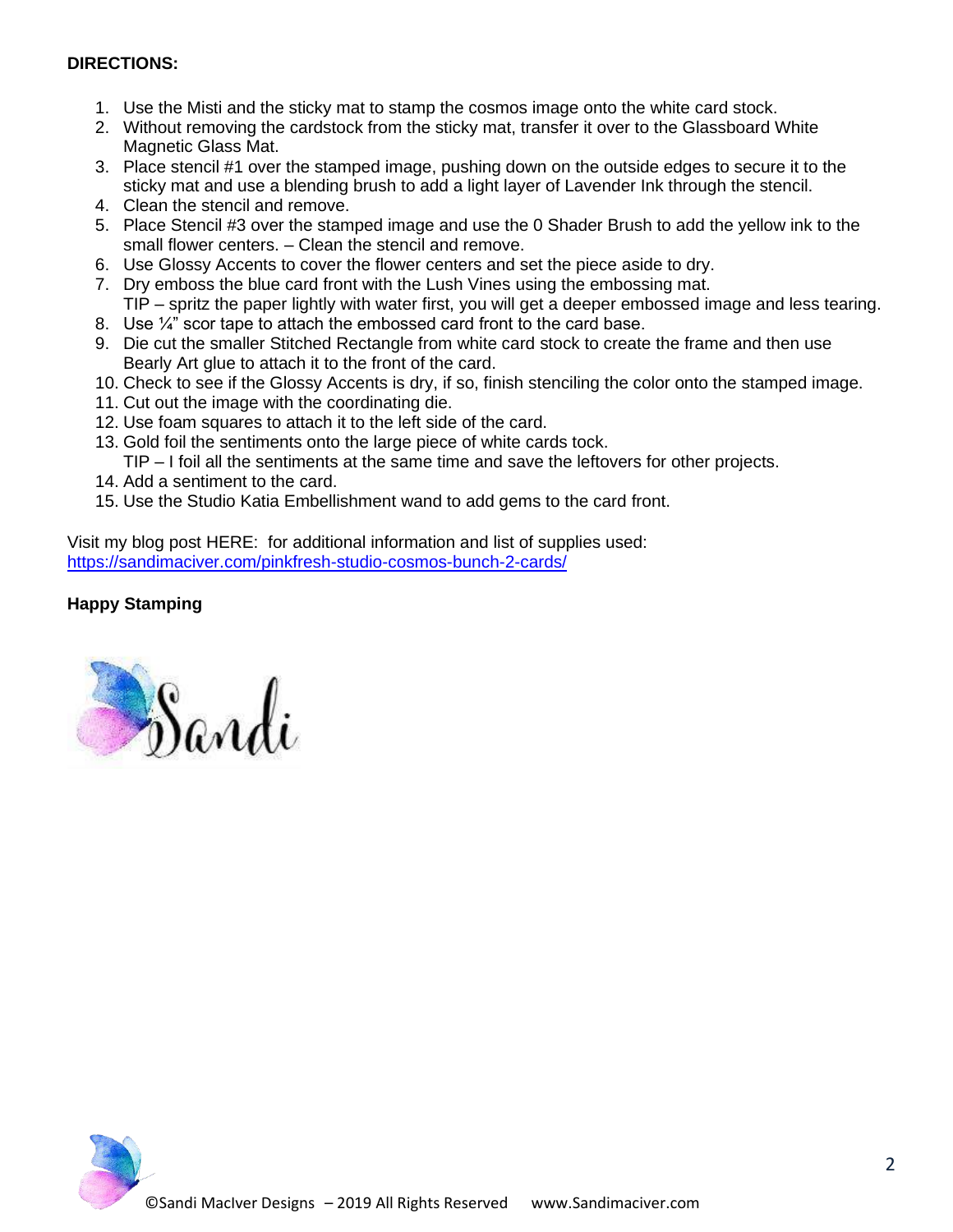**DIRECTIONS:**

1. Use the Misti and the sticky mat to stamp the cosmos image onto the white card stock.
2. Without removing the cardstock from the sticky mat, transfer it over to the Glassboard White Magnetic Glass Mat.
3. Place stencil #1 over the stamped image, pushing down on the outside edges to secure it to the sticky mat and use a blending brush to add a light layer of Lavender Ink through the stencil.
4. Clean the stencil and remove.
5. Place Stencil #3 over the stamped image and use the 0 Shader Brush to add the yellow ink to the small flower centers. – Clean the stencil and remove.
6. Use Glossy Accents to cover the flower centers and set the piece aside to dry.
7. Dry emboss the blue card front with the Lush Vines using the embossing mat.
   TIP – spritz the paper lightly with water first, you will get a deeper embossed image and less tearing.
8. Use ¼" scor tape to attach the embossed card front to the card base.
9. Die cut the smaller Stitched Rectangle from white card stock to create the frame and then use Bearly Art glue to attach it to the front of the card.
10. Check to see if the Glossy Accents is dry, if so, finish stenciling the color onto the stamped image.
11. Cut out the image with the coordinating die.
12. Use foam squares to attach it to the left side of the card.
13. Gold foil the sentiments onto the large piece of white cards tock.
    TIP – I foil all the sentiments at the same time and save the leftovers for other projects.
14. Add a sentiment to the card.
15. Use the Studio Katia Embellishment wand to add gems to the card front.

Visit my blog post HERE: for additional information and list of supplies used:
https://sandimaciver.com/pinkfresh-studio-cosmos-bunch-2-cards/

**Happy Stamping**

Sandi

©Sandi MacIver Designs – 2019 All Rights Reserved www.Sandimaciver.com